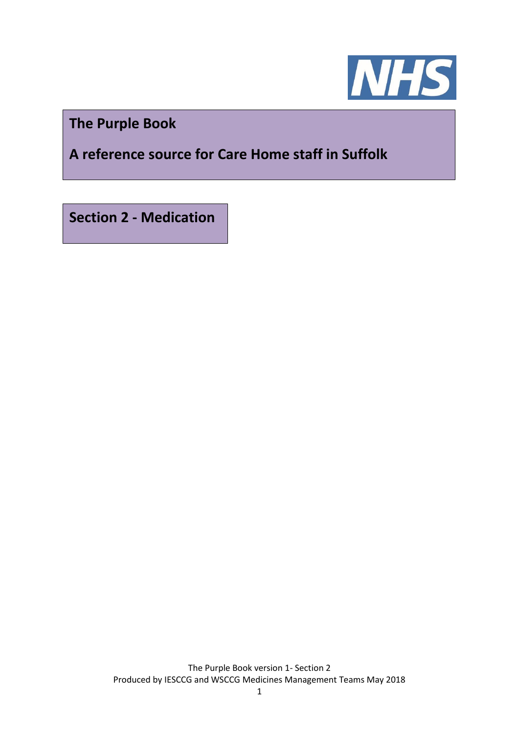NHS

# The Purple Book

## A reference source for Care Home staff in Suffolk

## Section 2 - Medication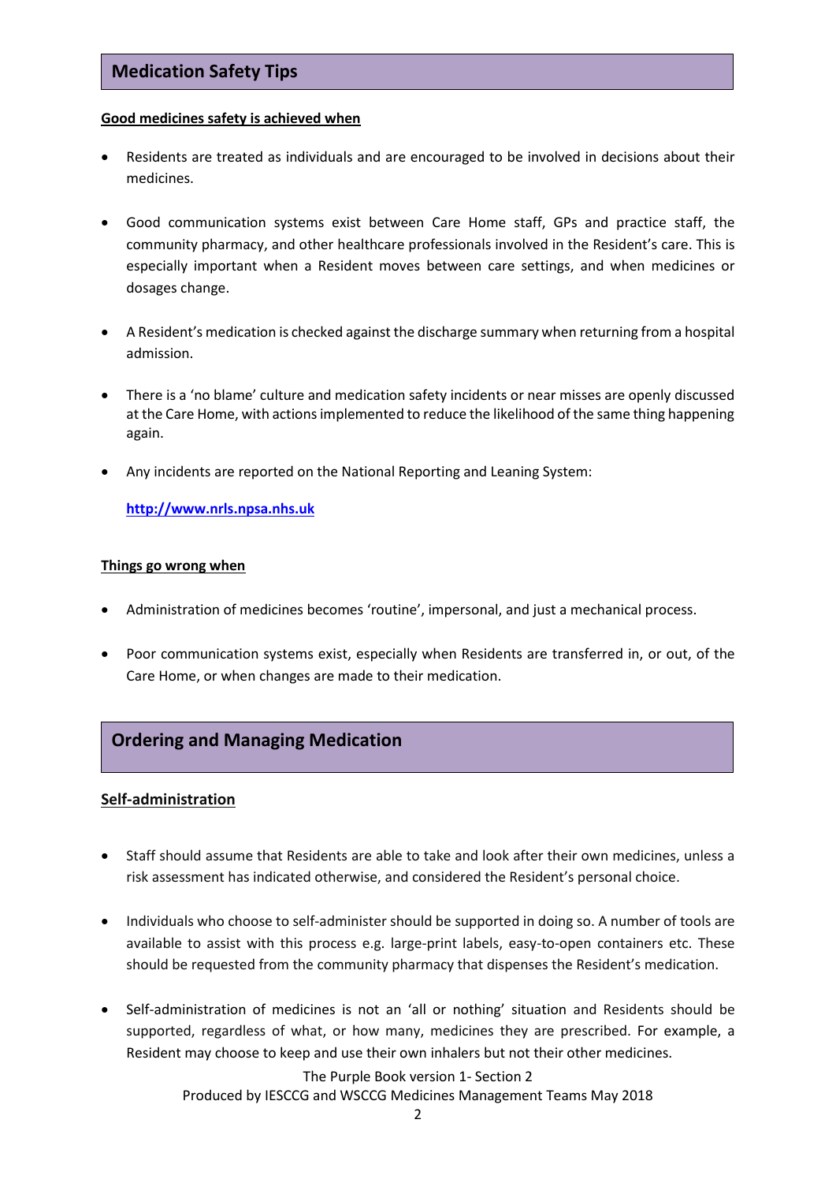## Medication Safety Tips

**Good medicines safety is achieved when**

- Residents are treated as individuals and are encouraged to be involved in decisions about their medicines.
- Good communication systems exist between Care Home staff, GPs and practice staff, the community pharmacy, and other healthcare professionals involved in the Resident's care. This is especially important when a Resident moves between care settings, and when medicines or dosages change.
- A Resident's medication is checked against the discharge summary when returning from a hospital admission.
- There is a 'no blame' culture and medication safety incidents or near misses are openly discussed at the Care Home, with actions implemented to reduce the likelihood of the same thing happening again.
- Any incidents are reported on the National Reporting and Leaning System:

  **http://www.nrls.npsa.nhs.uk**

**Things go wrong when**

- Administration of medicines becomes 'routine', impersonal, and just a mechanical process.
- Poor communication systems exist, especially when Residents are transferred in, or out, of the Care Home, or when changes are made to their medication.

## Ordering and Managing Medication

### Self-administration

- Staff should assume that Residents are able to take and look after their own medicines, unless a risk assessment has indicated otherwise, and considered the Resident's personal choice.
- Individuals who choose to self-administer should be supported in doing so. A number of tools are available to assist with this process e.g. large-print labels, easy-to-open containers etc. These should be requested from the community pharmacy that dispenses the Resident's medication.
- Self-administration of medicines is not an 'all or nothing' situation and Residents should be supported, regardless of what, or how many, medicines they are prescribed. For example, a Resident may choose to keep and use their own inhalers but not their other medicines.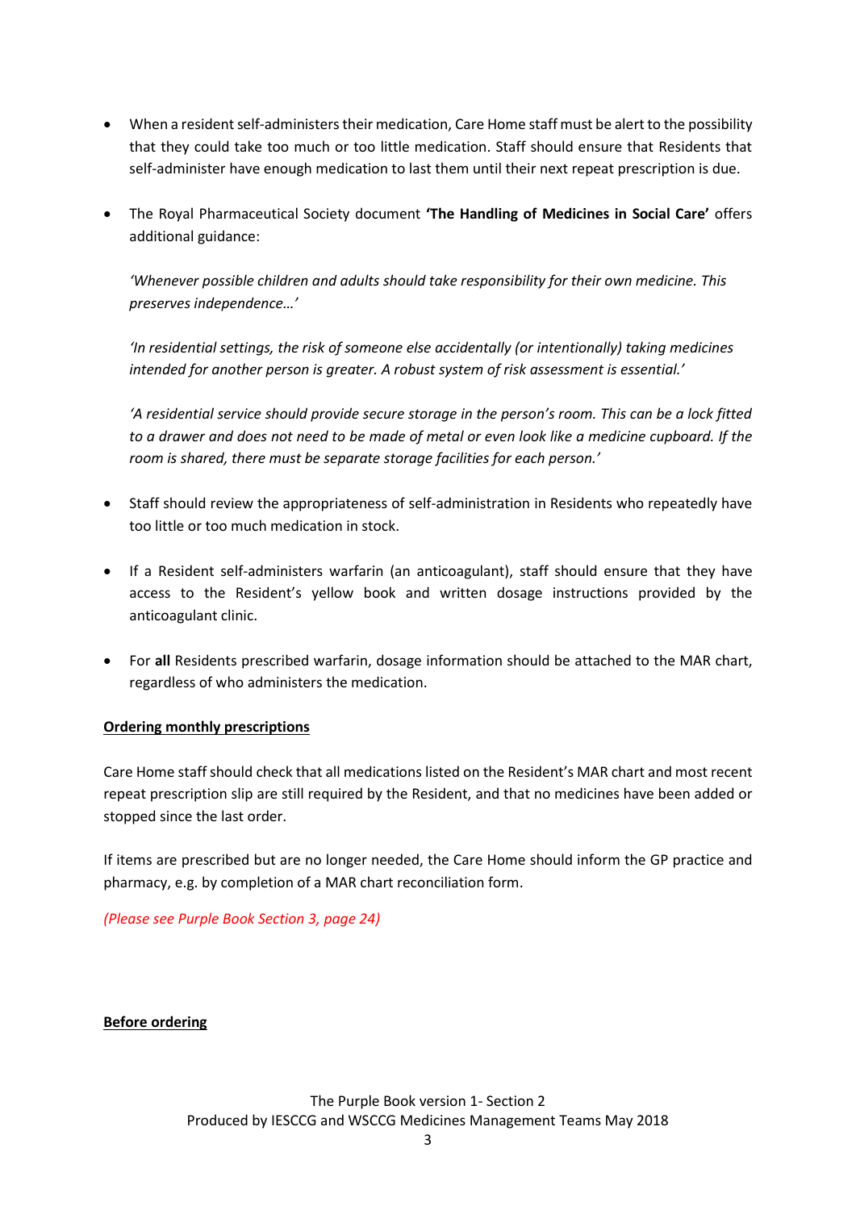- When a resident self-administers their medication, Care Home staff must be alert to the possibility that they could take too much or too little medication. Staff should ensure that Residents that self-administer have enough medication to last them until their next repeat prescription is due.

- The Royal Pharmaceutical Society document **'The Handling of Medicines in Social Care'** offers additional guidance:

  *'Whenever possible children and adults should take responsibility for their own medicine. This preserves independence…'*

  *'In residential settings, the risk of someone else accidentally (or intentionally) taking medicines intended for another person is greater. A robust system of risk assessment is essential.'*

  *'A residential service should provide secure storage in the person's room. This can be a lock fitted to a drawer and does not need to be made of metal or even look like a medicine cupboard. If the room is shared, there must be separate storage facilities for each person.'*

- Staff should review the appropriateness of self-administration in Residents who repeatedly have too little or too much medication in stock.

- If a Resident self-administers warfarin (an anticoagulant), staff should ensure that they have access to the Resident's yellow book and written dosage instructions provided by the anticoagulant clinic.

- For **all** Residents prescribed warfarin, dosage information should be attached to the MAR chart, regardless of who administers the medication.

## Ordering monthly prescriptions

Care Home staff should check that all medications listed on the Resident's MAR chart and most recent repeat prescription slip are still required by the Resident, and that no medicines have been added or stopped since the last order.

If items are prescribed but are no longer needed, the Care Home should inform the GP practice and pharmacy, e.g. by completion of a MAR chart reconciliation form.

*(Please see Purple Book Section 3, page 24)*

## Before ordering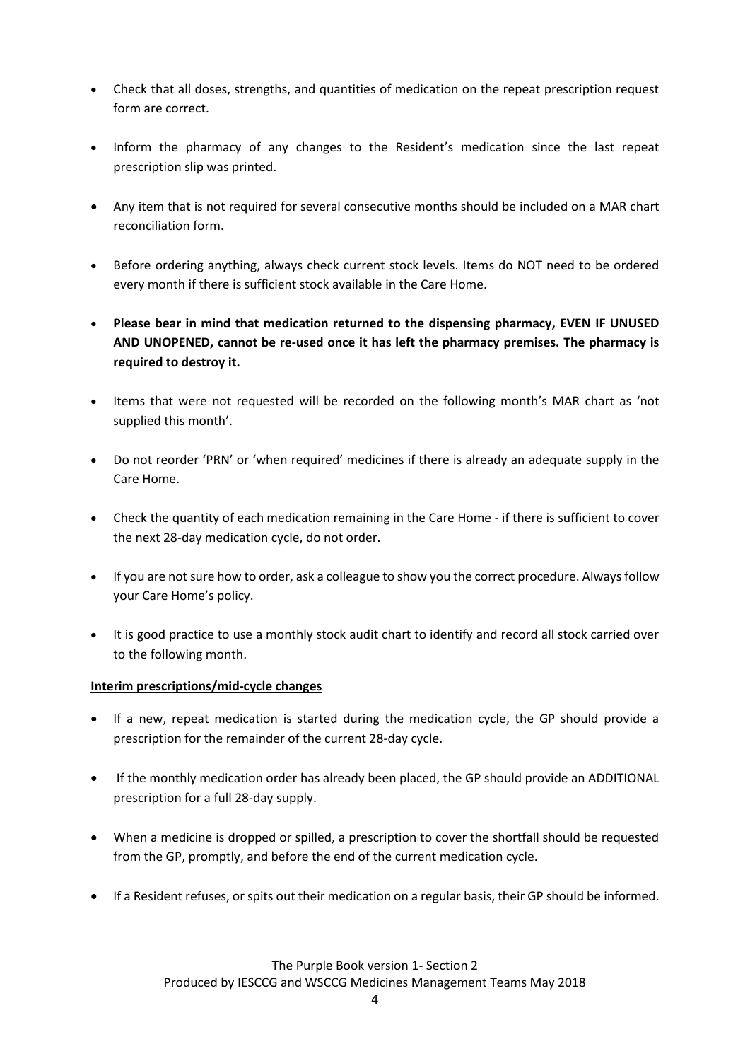- Check that all doses, strengths, and quantities of medication on the repeat prescription request form are correct.

- Inform the pharmacy of any changes to the Resident's medication since the last repeat prescription slip was printed.

- Any item that is not required for several consecutive months should be included on a MAR chart reconciliation form.

- Before ordering anything, always check current stock levels. Items do NOT need to be ordered every month if there is sufficient stock available in the Care Home.

- **Please bear in mind that medication returned to the dispensing pharmacy, EVEN IF UNUSED AND UNOPENED, cannot be re-used once it has left the pharmacy premises. The pharmacy is required to destroy it.**

- Items that were not requested will be recorded on the following month's MAR chart as 'not supplied this month'.

- Do not reorder 'PRN' or 'when required' medicines if there is already an adequate supply in the Care Home.

- Check the quantity of each medication remaining in the Care Home - if there is sufficient to cover the next 28-day medication cycle, do not order.

- If you are not sure how to order, ask a colleague to show you the correct procedure. Always follow your Care Home's policy.

- It is good practice to use a monthly stock audit chart to identify and record all stock carried over to the following month.

**Interim prescriptions/mid-cycle changes**

- If a new, repeat medication is started during the medication cycle, the GP should provide a prescription for the remainder of the current 28-day cycle.

- If the monthly medication order has already been placed, the GP should provide an ADDITIONAL prescription for a full 28-day supply.

- When a medicine is dropped or spilled, a prescription to cover the shortfall should be requested from the GP, promptly, and before the end of the current medication cycle.

- If a Resident refuses, or spits out their medication on a regular basis, their GP should be informed.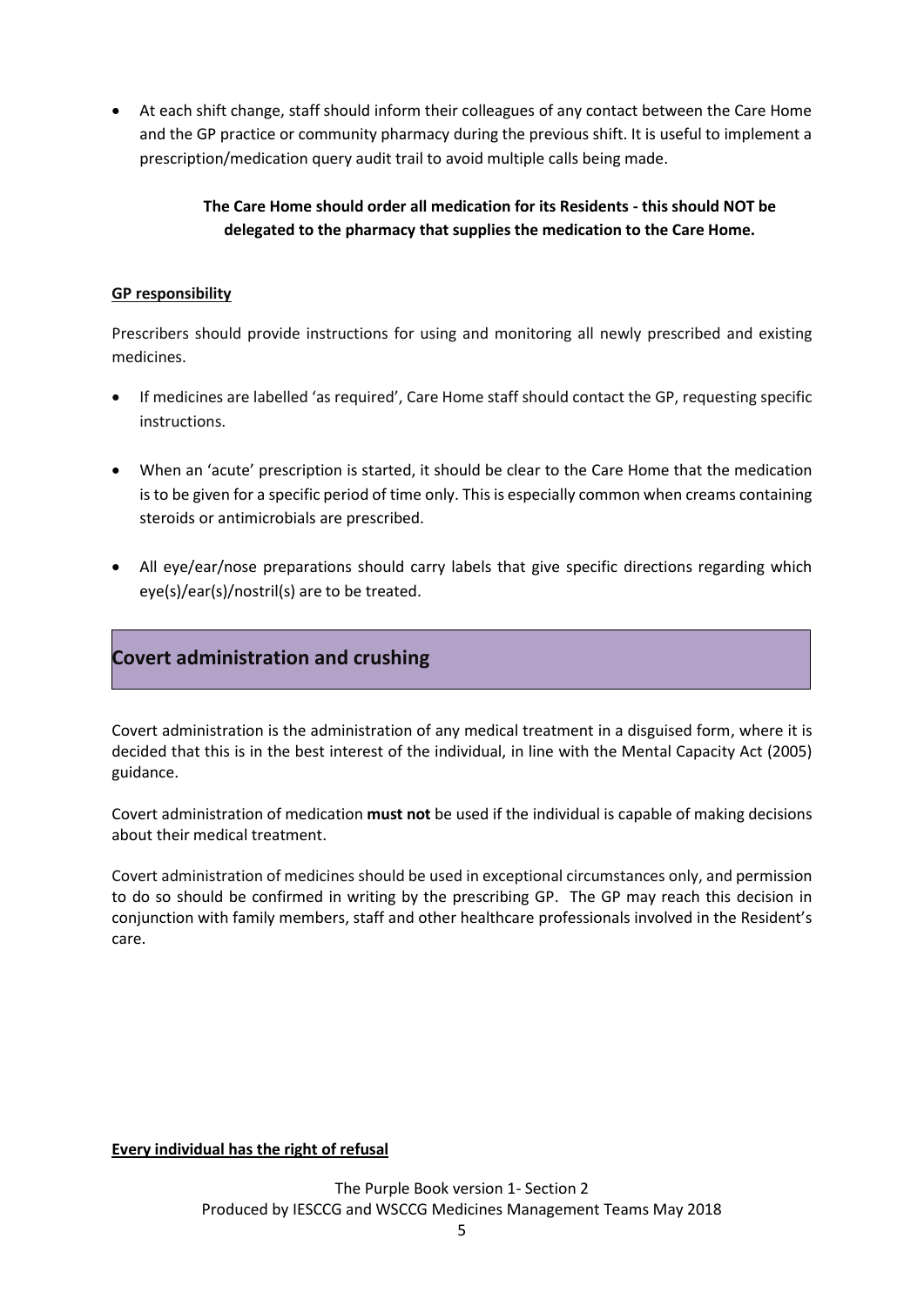- At each shift change, staff should inform their colleagues of any contact between the Care Home and the GP practice or community pharmacy during the previous shift. It is useful to implement a prescription/medication query audit trail to avoid multiple calls being made.

**The Care Home should order all medication for its Residents - this should NOT be delegated to the pharmacy that supplies the medication to the Care Home.**

**GP responsibility**

Prescribers should provide instructions for using and monitoring all newly prescribed and existing medicines.

- If medicines are labelled 'as required', Care Home staff should contact the GP, requesting specific instructions.
- When an 'acute' prescription is started, it should be clear to the Care Home that the medication is to be given for a specific period of time only. This is especially common when creams containing steroids or antimicrobials are prescribed.
- All eye/ear/nose preparations should carry labels that give specific directions regarding which eye(s)/ear(s)/nostril(s) are to be treated.

## Covert administration and crushing

Covert administration is the administration of any medical treatment in a disguised form, where it is decided that this is in the best interest of the individual, in line with the Mental Capacity Act (2005) guidance.

Covert administration of medication **must not** be used if the individual is capable of making decisions about their medical treatment.

Covert administration of medicines should be used in exceptional circumstances only, and permission to do so should be confirmed in writing by the prescribing GP. The GP may reach this decision in conjunction with family members, staff and other healthcare professionals involved in the Resident's care.

**Every individual has the right of refusal**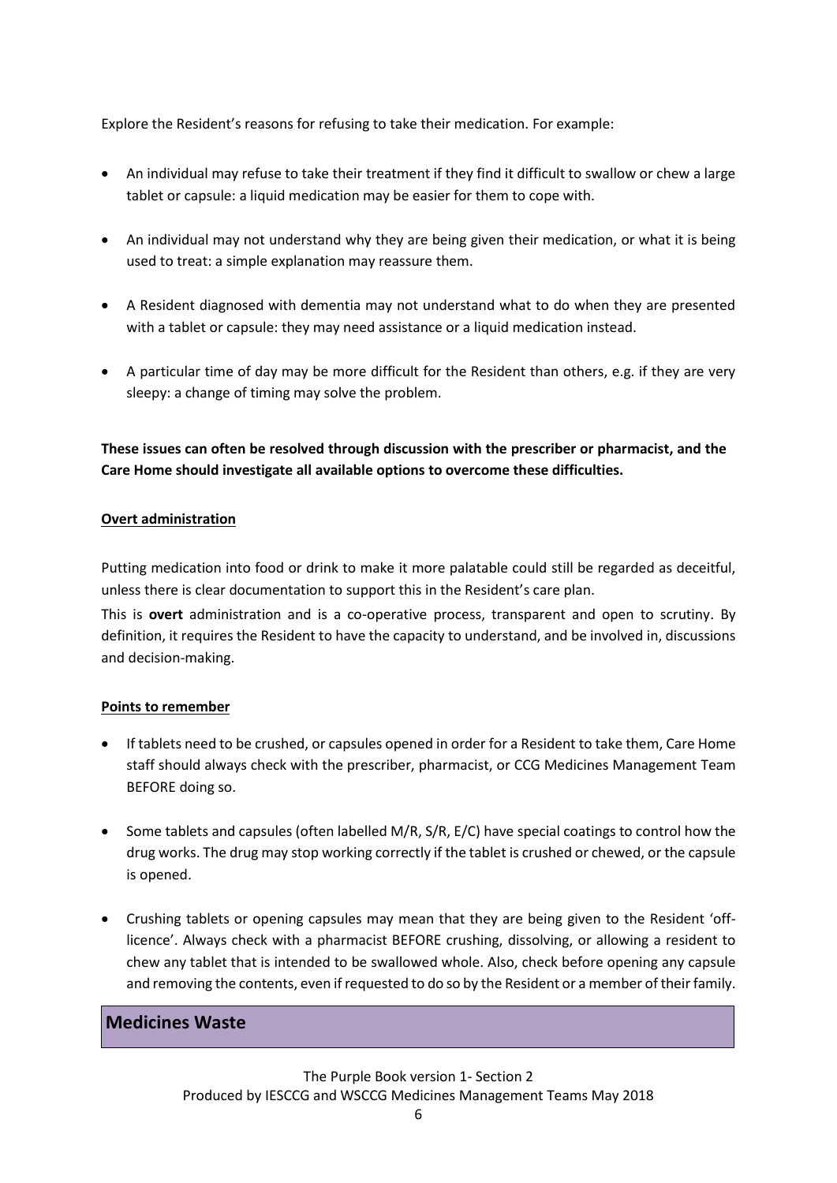Explore the Resident's reasons for refusing to take their medication. For example:

- An individual may refuse to take their treatment if they find it difficult to swallow or chew a large tablet or capsule: a liquid medication may be easier for them to cope with.
- An individual may not understand why they are being given their medication, or what it is being used to treat: a simple explanation may reassure them.
- A Resident diagnosed with dementia may not understand what to do when they are presented with a tablet or capsule: they may need assistance or a liquid medication instead.
- A particular time of day may be more difficult for the Resident than others, e.g. if they are very sleepy: a change of timing may solve the problem.

**These issues can often be resolved through discussion with the prescriber or pharmacist, and the Care Home should investigate all available options to overcome these difficulties.**

**Overt administration**

Putting medication into food or drink to make it more palatable could still be regarded as deceitful, unless there is clear documentation to support this in the Resident's care plan.

This is **overt** administration and is a co-operative process, transparent and open to scrutiny. By definition, it requires the Resident to have the capacity to understand, and be involved in, discussions and decision-making.

**Points to remember**

- If tablets need to be crushed, or capsules opened in order for a Resident to take them, Care Home staff should always check with the prescriber, pharmacist, or CCG Medicines Management Team BEFORE doing so.
- Some tablets and capsules (often labelled M/R, S/R, E/C) have special coatings to control how the drug works. The drug may stop working correctly if the tablet is crushed or chewed, or the capsule is opened.
- Crushing tablets or opening capsules may mean that they are being given to the Resident 'off-licence'. Always check with a pharmacist BEFORE crushing, dissolving, or allowing a resident to chew any tablet that is intended to be swallowed whole. Also, check before opening any capsule and removing the contents, even if requested to do so by the Resident or a member of their family.

## Medicines Waste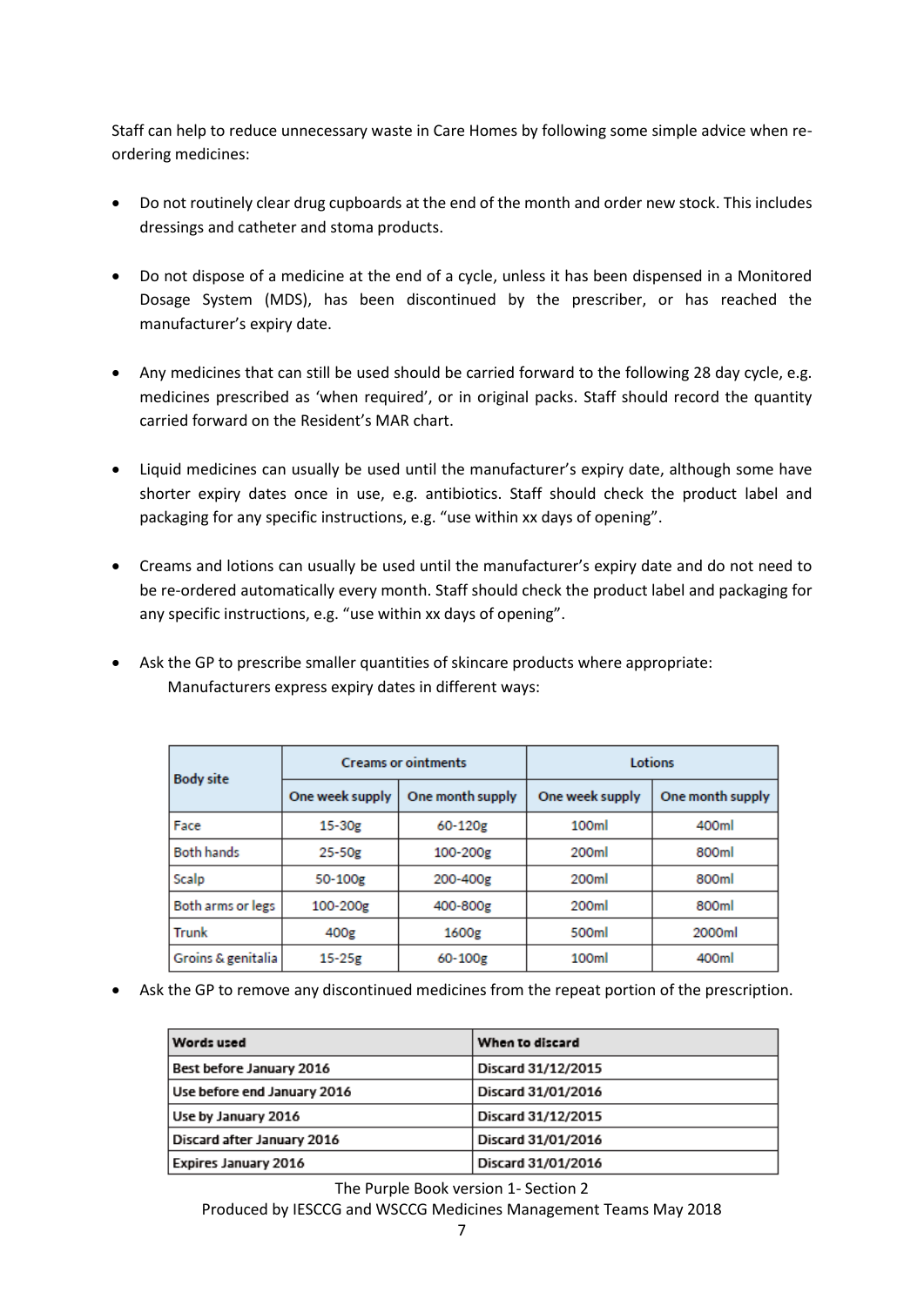Staff can help to reduce unnecessary waste in Care Homes by following some simple advice when re-ordering medicines:

- Do not routinely clear drug cupboards at the end of the month and order new stock. This includes dressings and catheter and stoma products.
- Do not dispose of a medicine at the end of a cycle, unless it has been dispensed in a Monitored Dosage System (MDS), has been discontinued by the prescriber, or has reached the manufacturer's expiry date.
- Any medicines that can still be used should be carried forward to the following 28 day cycle, e.g. medicines prescribed as 'when required', or in original packs. Staff should record the quantity carried forward on the Resident's MAR chart.
- Liquid medicines can usually be used until the manufacturer's expiry date, although some have shorter expiry dates once in use, e.g. antibiotics. Staff should check the product label and packaging for any specific instructions, e.g. "use within xx days of opening".
- Creams and lotions can usually be used until the manufacturer's expiry date and do not need to be re-ordered automatically every month. Staff should check the product label and packaging for any specific instructions, e.g. "use within xx days of opening".
- Ask the GP to prescribe smaller quantities of skincare products where appropriate:
  Manufacturers express expiry dates in different ways:

| Body site | Creams or ointments | | Lotions | |
|---|---|---|---|---|
| | One week supply | One month supply | One week supply | One month supply |
| Face | 15-30g | 60-120g | 100ml | 400ml |
| Both hands | 25-50g | 100-200g | 200ml | 800ml |
| Scalp | 50-100g | 200-400g | 200ml | 800ml |
| Both arms or legs | 100-200g | 400-800g | 200ml | 800ml |
| Trunk | 400g | 1600g | 500ml | 2000ml |
| Groins & genitalia | 15-25g | 60-100g | 100ml | 400ml |

- Ask the GP to remove any discontinued medicines from the repeat portion of the prescription.

| Words used | When to discard |
|---|---|
| Best before January 2016 | Discard 31/12/2015 |
| Use before end January 2016 | Discard 31/01/2016 |
| Use by January 2016 | Discard 31/12/2015 |
| Discard after January 2016 | Discard 31/01/2016 |
| Expires January 2016 | Discard 31/01/2016 |

The Purple Book version 1- Section 2
Produced by IESCCG and WSCCG Medicines Management Teams May 2018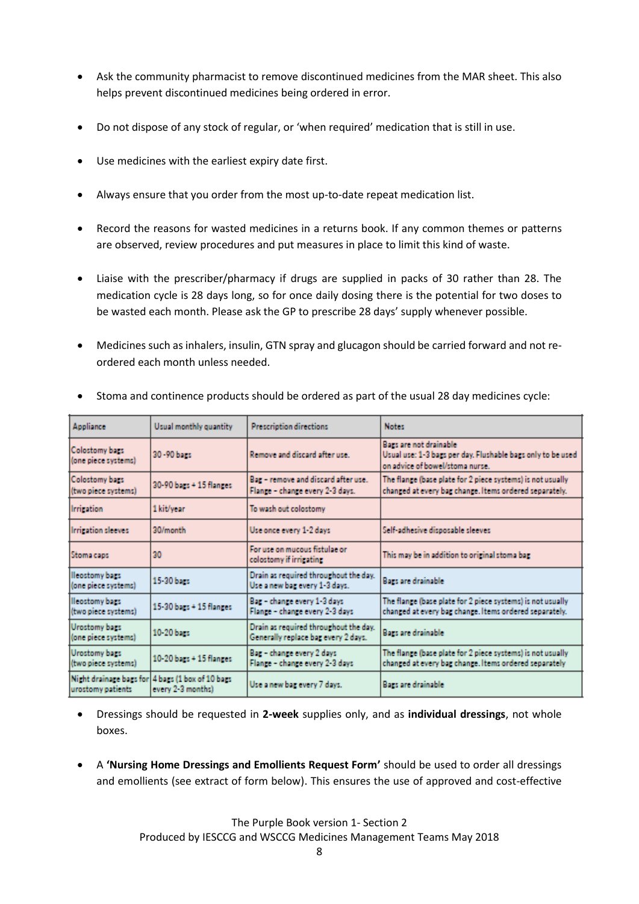- Ask the community pharmacist to remove discontinued medicines from the MAR sheet. This also helps prevent discontinued medicines being ordered in error.
- Do not dispose of any stock of regular, or 'when required' medication that is still in use.
- Use medicines with the earliest expiry date first.
- Always ensure that you order from the most up-to-date repeat medication list.
- Record the reasons for wasted medicines in a returns book. If any common themes or patterns are observed, review procedures and put measures in place to limit this kind of waste.
- Liaise with the prescriber/pharmacy if drugs are supplied in packs of 30 rather than 28. The medication cycle is 28 days long, so for once daily dosing there is the potential for two doses to be wasted each month. Please ask the GP to prescribe 28 days' supply whenever possible.
- Medicines such as inhalers, insulin, GTN spray and glucagon should be carried forward and not re-ordered each month unless needed.
- Stoma and continence products should be ordered as part of the usual 28 day medicines cycle:

| Appliance | Usual monthly quantity | Prescription directions | Notes |
|---|---|---|---|
| Colostomy bags (one piece systems) | 30 -90 bags | Remove and discard after use. | Bags are not drainable<br>Usual use: 1-3 bags per day. Flushable bags only to be used on advice of bowel/stoma nurse. |
| Colostomy bags (two piece systems) | 30-90 bags + 15 flanges | Bag – remove and discard after use.<br>Flange – change every 2-3 days. | The flange (base plate for 2 piece systems) is not usually changed at every bag change. Items ordered separately. |
| Irrigation | 1 kit/year | To wash out colostomy | |
| Irrigation sleeves | 30/month | Use once every 1-2 days | Self-adhesive disposable sleeves |
| Stoma caps | 30 | For use on mucous fistulae or colostomy if irrigating | This may be in addition to original stoma bag |
| Ileostomy bags (one piece systems) | 15-30 bags | Drain as required throughout the day. Use a new bag every 1-3 days. | Bags are drainable |
| Ileostomy bags (two piece systems) | 15-30 bags + 15 flanges | Bag – change every 1-3 days<br>Flange – change every 2-3 days | The flange (base plate for 2 piece systems) is not usually changed at every bag change. Items ordered separately. |
| Urostomy bags (one piece systems) | 10-20 bags | Drain as required throughout the day. Generally replace bag every 2 days. | Bags are drainable |
| Urostomy bags (two piece systems) | 10-20 bags + 15 flanges | Bag – change every 2 days<br>Flange – change every 2-3 days | The flange (base plate for 2 piece systems) is not usually changed at every bag change. Items ordered separately |
| Night drainage bags for urostomy patients | 4 bags (1 box of 10 bags every 2-3 months) | Use a new bag every 7 days. | Bags are drainable |

- Dressings should be requested in **2-week** supplies only, and as **individual dressings**, not whole boxes.
- A **'Nursing Home Dressings and Emollients Request Form'** should be used to order all dressings and emollients (see extract of form below). This ensures the use of approved and cost-effective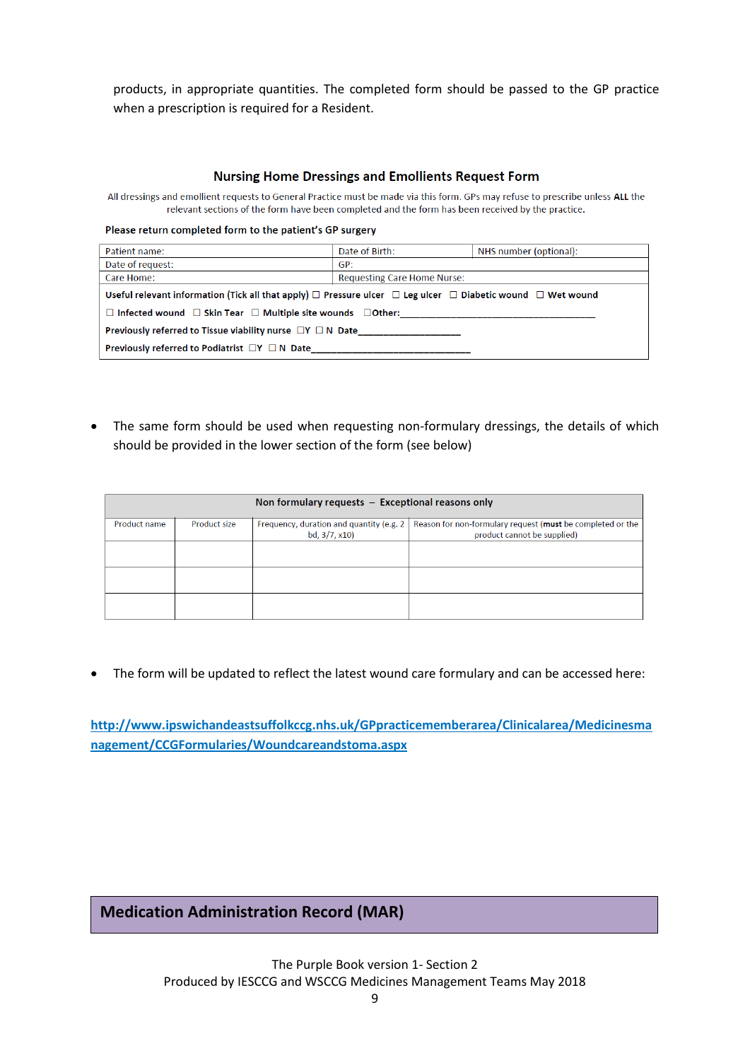products, in appropriate quantities. The completed form should be passed to the GP practice when a prescription is required for a Resident.

### Nursing Home Dressings and Emollients Request Form

All dressings and emollient requests to General Practice must be made via this form. GPs may refuse to prescribe unless **ALL** the relevant sections of the form have been completed and the form has been received by the practice.

**Please return completed form to the patient's GP surgery**

| Patient name: | Date of Birth: | NHS number (optional): |
|---|---|---|
| Date of request: | GP: | |
| Care Home: | Requesting Care Home Nurse: | |

**Useful relevant information (Tick all that apply)** ☐ **Pressure ulcer** ☐ **Leg ulcer** ☐ **Diabetic wound** ☐ **Wet wound**

☐ **Infected wound** ☐ **Skin Tear** ☐ **Multiple site wounds** ☐**Other:**\_\_\_\_\_\_\_\_\_\_\_\_\_\_\_\_\_\_\_\_\_\_\_\_\_\_\_\_\_\_\_\_\_\_\_\_

**Previously referred to Tissue viability nurse** ☐**Y** ☐ **N Date**\_\_\_\_\_\_\_\_\_\_\_\_\_\_\_\_\_\_

**Previously referred to Podiatrist** ☐**Y** ☐ **N Date**\_\_\_\_\_\_\_\_\_\_\_\_\_\_\_\_\_\_\_\_\_\_\_\_\_\_\_\_

- The same form should be used when requesting non-formulary dressings, the details of which should be provided in the lower section of the form (see below)

| **Non formulary requests – Exceptional reasons only** | | | |
|---|---|---|---|
| Product name | Product size | Frequency, duration and quantity (e.g. 2 bd, 3/7, x10) | Reason for non-formulary request (**must** be completed or the product cannot be supplied) |
| | | | |
| | | | |
| | | | |

- The form will be updated to reflect the latest wound care formulary and can be accessed here:

http://www.ipswichandeastsuffolkccg.nhs.uk/GPpracticememberarea/Clinicalarea/Medicinesmanagement/CCGFormularies/Woundcareandstoma.aspx

## Medication Administration Record (MAR)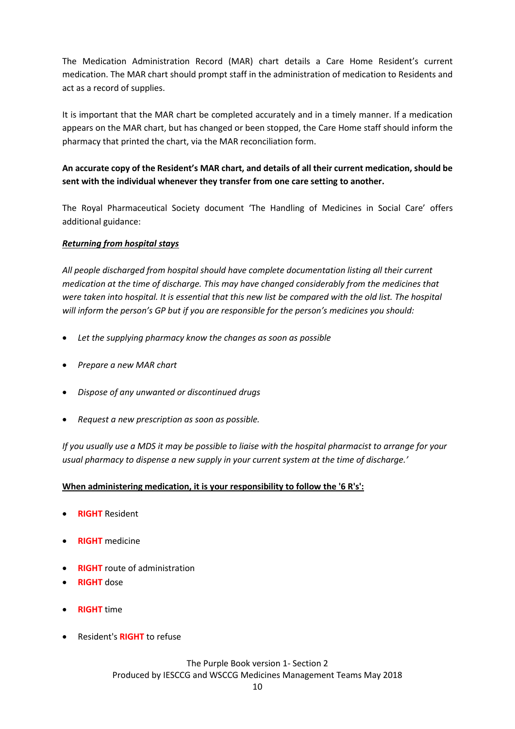The Medication Administration Record (MAR) chart details a Care Home Resident's current medication. The MAR chart should prompt staff in the administration of medication to Residents and act as a record of supplies.

It is important that the MAR chart be completed accurately and in a timely manner. If a medication appears on the MAR chart, but has changed or been stopped, the Care Home staff should inform the pharmacy that printed the chart, via the MAR reconciliation form.

**An accurate copy of the Resident's MAR chart, and details of all their current medication, should be sent with the individual whenever they transfer from one care setting to another.**

The Royal Pharmaceutical Society document 'The Handling of Medicines in Social Care' offers additional guidance:

***Returning from hospital stays***

*All people discharged from hospital should have complete documentation listing all their current medication at the time of discharge. This may have changed considerably from the medicines that were taken into hospital. It is essential that this new list be compared with the old list. The hospital will inform the person's GP but if you are responsible for the person's medicines you should:*

- *Let the supplying pharmacy know the changes as soon as possible*
- *Prepare a new MAR chart*
- *Dispose of any unwanted or discontinued drugs*
- *Request a new prescription as soon as possible.*

*If you usually use a MDS it may be possible to liaise with the hospital pharmacist to arrange for your usual pharmacy to dispense a new supply in your current system at the time of discharge.'*

**When administering medication, it is your responsibility to follow the '6 R's':**

- **RIGHT** Resident
- **RIGHT** medicine
- **RIGHT** route of administration
- **RIGHT** dose
- **RIGHT** time
- Resident's **RIGHT** to refuse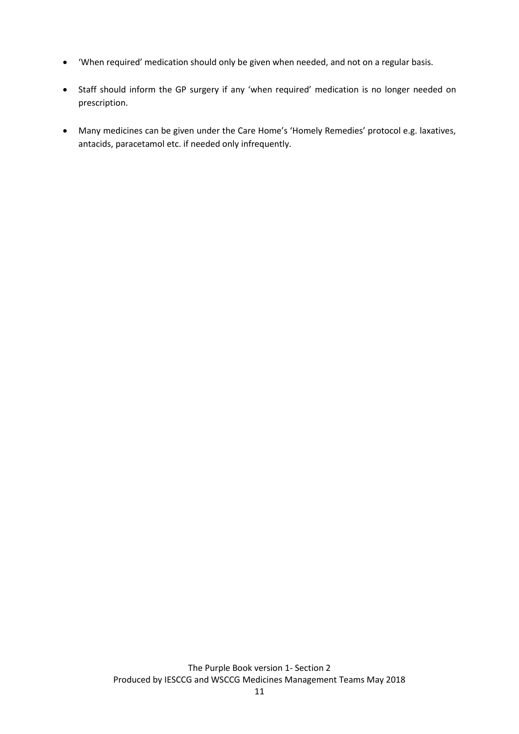- 'When required' medication should only be given when needed, and not on a regular basis.
- Staff should inform the GP surgery if any 'when required' medication is no longer needed on prescription.
- Many medicines can be given under the Care Home's 'Homely Remedies' protocol e.g. laxatives, antacids, paracetamol etc. if needed only infrequently.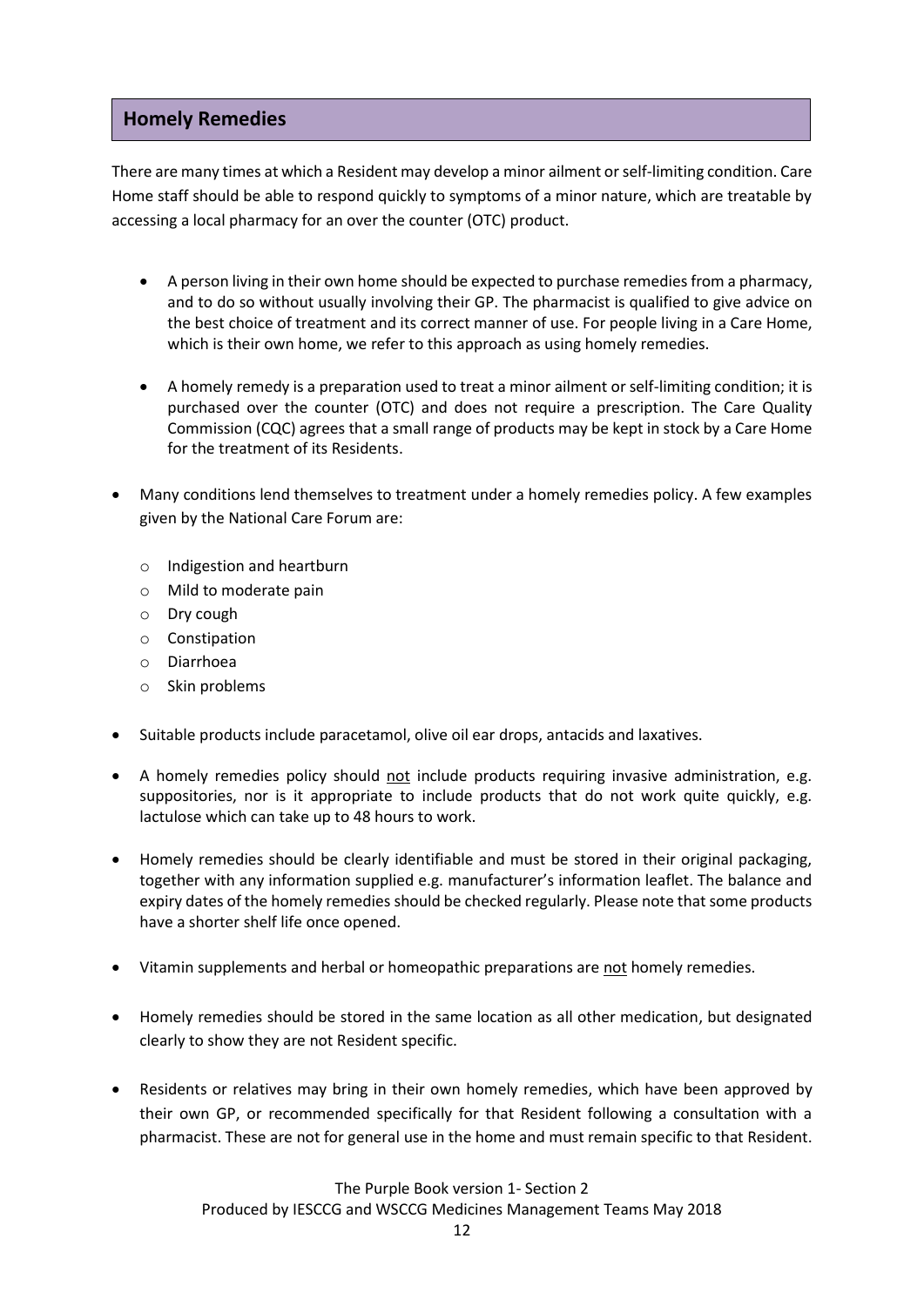## Homely Remedies

There are many times at which a Resident may develop a minor ailment or self-limiting condition. Care Home staff should be able to respond quickly to symptoms of a minor nature, which are treatable by accessing a local pharmacy for an over the counter (OTC) product.

- A person living in their own home should be expected to purchase remedies from a pharmacy, and to do so without usually involving their GP. The pharmacist is qualified to give advice on the best choice of treatment and its correct manner of use. For people living in a Care Home, which is their own home, we refer to this approach as using homely remedies.

- A homely remedy is a preparation used to treat a minor ailment or self-limiting condition; it is purchased over the counter (OTC) and does not require a prescription. The Care Quality Commission (CQC) agrees that a small range of products may be kept in stock by a Care Home for the treatment of its Residents.

- Many conditions lend themselves to treatment under a homely remedies policy. A few examples given by the National Care Forum are:
  - Indigestion and heartburn
  - Mild to moderate pain
  - Dry cough
  - Constipation
  - Diarrhoea
  - Skin problems

- Suitable products include paracetamol, olive oil ear drops, antacids and laxatives.

- A homely remedies policy should <u>not</u> include products requiring invasive administration, e.g. suppositories, nor is it appropriate to include products that do not work quite quickly, e.g. lactulose which can take up to 48 hours to work.

- Homely remedies should be clearly identifiable and must be stored in their original packaging, together with any information supplied e.g. manufacturer's information leaflet. The balance and expiry dates of the homely remedies should be checked regularly. Please note that some products have a shorter shelf life once opened.

- Vitamin supplements and herbal or homeopathic preparations are <u>not</u> homely remedies.

- Homely remedies should be stored in the same location as all other medication, but designated clearly to show they are not Resident specific.

- Residents or relatives may bring in their own homely remedies, which have been approved by their own GP, or recommended specifically for that Resident following a consultation with a pharmacist. These are not for general use in the home and must remain specific to that Resident.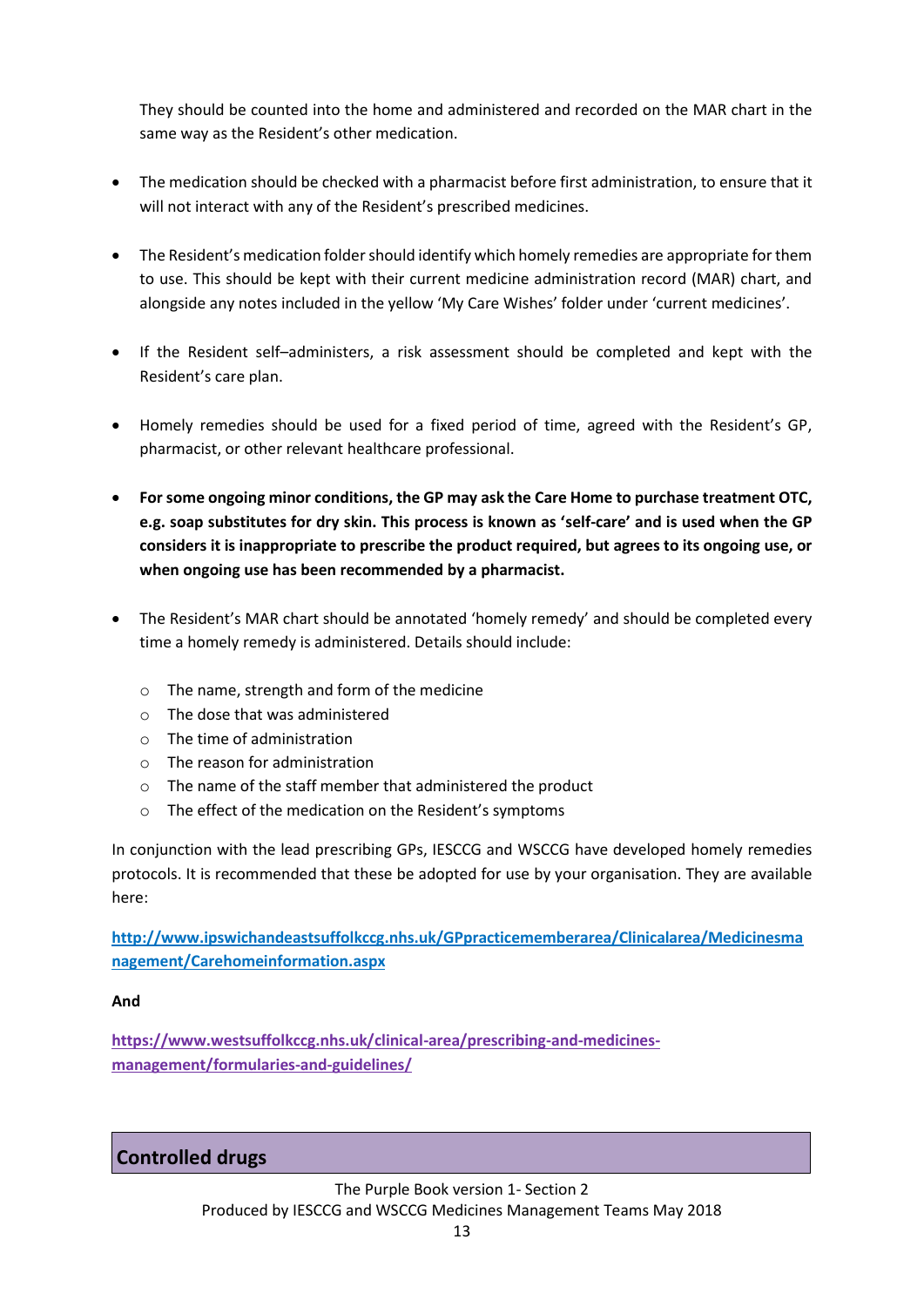They should be counted into the home and administered and recorded on the MAR chart in the same way as the Resident's other medication.

- The medication should be checked with a pharmacist before first administration, to ensure that it will not interact with any of the Resident's prescribed medicines.

- The Resident's medication folder should identify which homely remedies are appropriate for them to use. This should be kept with their current medicine administration record (MAR) chart, and alongside any notes included in the yellow 'My Care Wishes' folder under 'current medicines'.

- If the Resident self–administers, a risk assessment should be completed and kept with the Resident's care plan.

- Homely remedies should be used for a fixed period of time, agreed with the Resident's GP, pharmacist, or other relevant healthcare professional.

- **For some ongoing minor conditions, the GP may ask the Care Home to purchase treatment OTC, e.g. soap substitutes for dry skin. This process is known as 'self-care' and is used when the GP considers it is inappropriate to prescribe the product required, but agrees to its ongoing use, or when ongoing use has been recommended by a pharmacist.**

- The Resident's MAR chart should be annotated 'homely remedy' and should be completed every time a homely remedy is administered. Details should include:
    - The name, strength and form of the medicine
    - The dose that was administered
    - The time of administration
    - The reason for administration
    - The name of the staff member that administered the product
    - The effect of the medication on the Resident's symptoms

In conjunction with the lead prescribing GPs, IESCCG and WSCCG have developed homely remedies protocols. It is recommended that these be adopted for use by your organisation. They are available here:

[http://www.ipswichandeastsuffolkccg.nhs.uk/GPpracticememberarea/Clinicalarea/Medicinesmanagement/Carehomeinformation.aspx](http://www.ipswichandeastsuffolkccg.nhs.uk/GPpracticememberarea/Clinicalarea/Medicinesmanagement/Carehomeinformation.aspx)

**And**

[https://www.westsuffolkccg.nhs.uk/clinical-area/prescribing-and-medicines-management/formularies-and-guidelines/](https://www.westsuffolkccg.nhs.uk/clinical-area/prescribing-and-medicines-management/formularies-and-guidelines/)

## Controlled drugs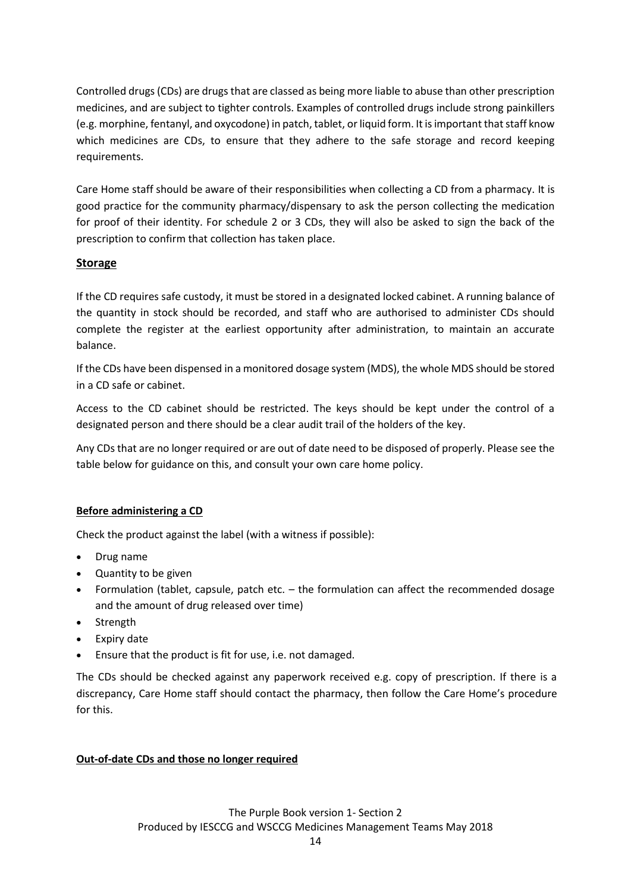Controlled drugs (CDs) are drugs that are classed as being more liable to abuse than other prescription medicines, and are subject to tighter controls. Examples of controlled drugs include strong painkillers (e.g. morphine, fentanyl, and oxycodone) in patch, tablet, or liquid form. It is important that staff know which medicines are CDs, to ensure that they adhere to the safe storage and record keeping requirements.

Care Home staff should be aware of their responsibilities when collecting a CD from a pharmacy. It is good practice for the community pharmacy/dispensary to ask the person collecting the medication for proof of their identity. For schedule 2 or 3 CDs, they will also be asked to sign the back of the prescription to confirm that collection has taken place.

## Storage

If the CD requires safe custody, it must be stored in a designated locked cabinet. A running balance of the quantity in stock should be recorded, and staff who are authorised to administer CDs should complete the register at the earliest opportunity after administration, to maintain an accurate balance.

If the CDs have been dispensed in a monitored dosage system (MDS), the whole MDS should be stored in a CD safe or cabinet.

Access to the CD cabinet should be restricted. The keys should be kept under the control of a designated person and there should be a clear audit trail of the holders of the key.

Any CDs that are no longer required or are out of date need to be disposed of properly. Please see the table below for guidance on this, and consult your own care home policy.

### Before administering a CD

Check the product against the label (with a witness if possible):

- Drug name
- Quantity to be given
- Formulation (tablet, capsule, patch etc. – the formulation can affect the recommended dosage and the amount of drug released over time)
- Strength
- Expiry date
- Ensure that the product is fit for use, i.e. not damaged.

The CDs should be checked against any paperwork received e.g. copy of prescription. If there is a discrepancy, Care Home staff should contact the pharmacy, then follow the Care Home's procedure for this.

### Out-of-date CDs and those no longer required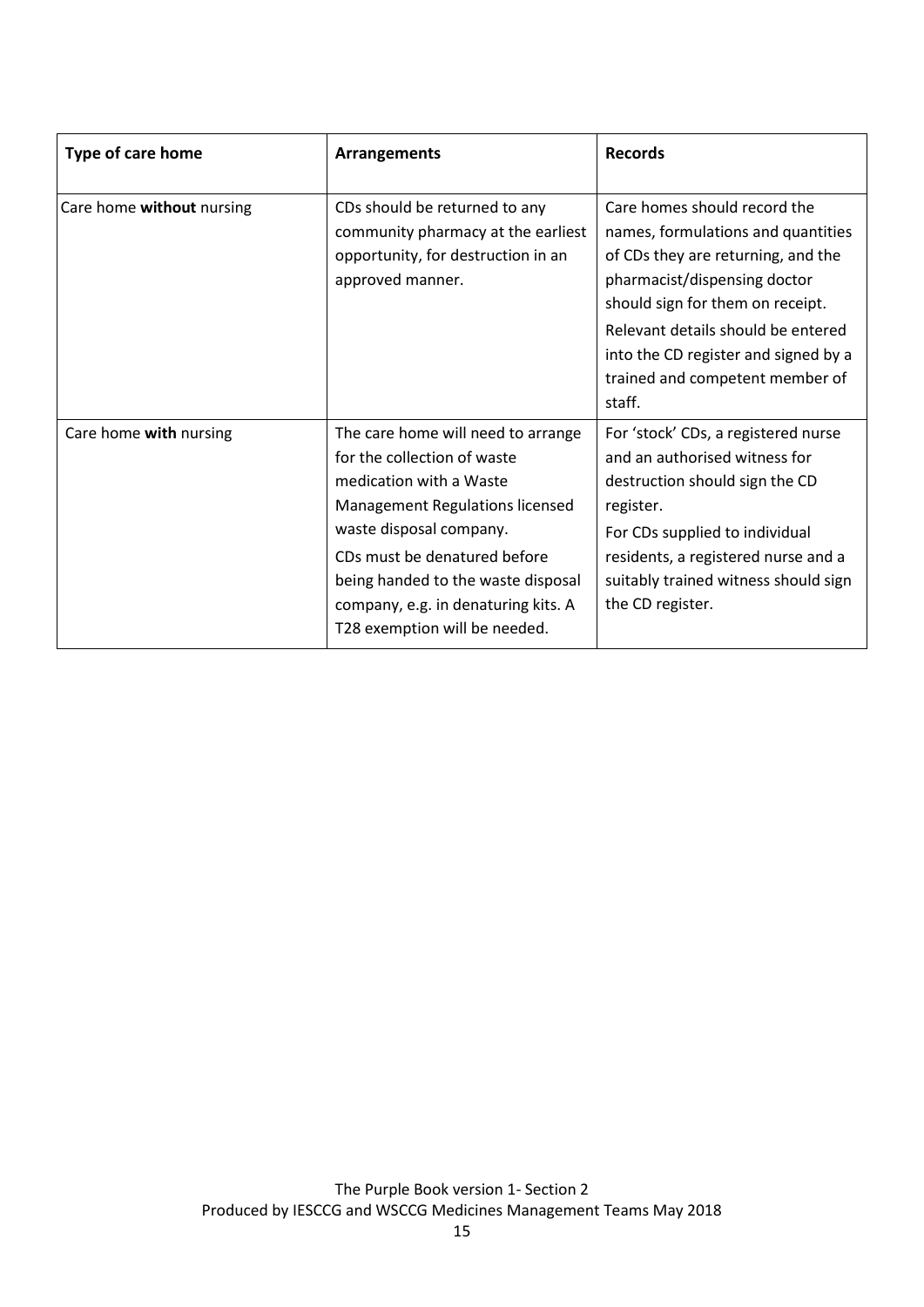| Type of care home | Arrangements | Records |
| --- | --- | --- |
| Care home **without** nursing | CDs should be returned to any community pharmacy at the earliest opportunity, for destruction in an approved manner. | Care homes should record the names, formulations and quantities of CDs they are returning, and the pharmacist/dispensing doctor should sign for them on receipt.<br>Relevant details should be entered into the CD register and signed by a trained and competent member of staff. |
| Care home **with** nursing | The care home will need to arrange for the collection of waste medication with a Waste Management Regulations licensed waste disposal company.<br>CDs must be denatured before being handed to the waste disposal company, e.g. in denaturing kits. A T28 exemption will be needed. | For 'stock' CDs, a registered nurse and an authorised witness for destruction should sign the CD register.<br>For CDs supplied to individual residents, a registered nurse and a suitably trained witness should sign the CD register. |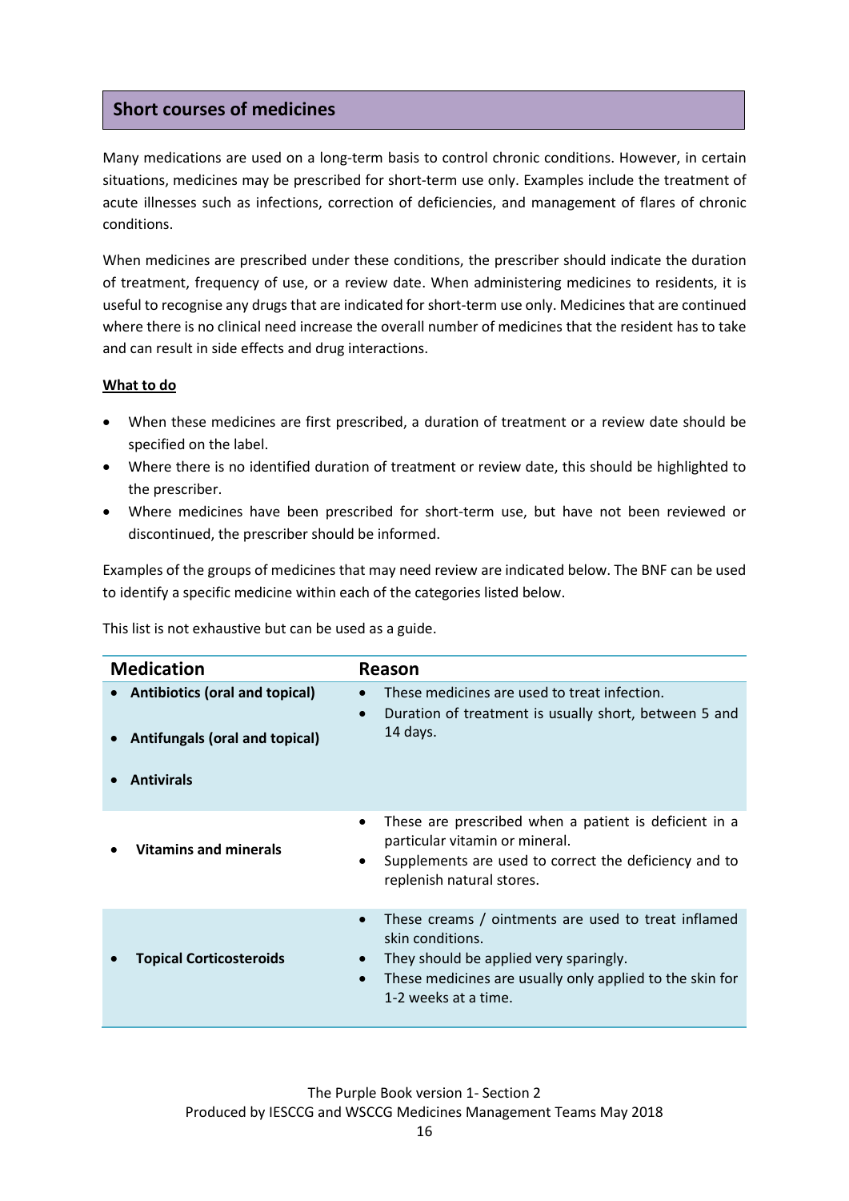## Short courses of medicines

Many medications are used on a long-term basis to control chronic conditions. However, in certain situations, medicines may be prescribed for short-term use only. Examples include the treatment of acute illnesses such as infections, correction of deficiencies, and management of flares of chronic conditions.

When medicines are prescribed under these conditions, the prescriber should indicate the duration of treatment, frequency of use, or a review date. When administering medicines to residents, it is useful to recognise any drugs that are indicated for short-term use only. Medicines that are continued where there is no clinical need increase the overall number of medicines that the resident has to take and can result in side effects and drug interactions.

**What to do**

- When these medicines are first prescribed, a duration of treatment or a review date should be specified on the label.
- Where there is no identified duration of treatment or review date, this should be highlighted to the prescriber.
- Where medicines have been prescribed for short-term use, but have not been reviewed or discontinued, the prescriber should be informed.

Examples of the groups of medicines that may need review are indicated below. The BNF can be used to identify a specific medicine within each of the categories listed below.

This list is not exhaustive but can be used as a guide.

| Medication | Reason |
| --- | --- |
| • **Antibiotics (oral and topical)**<br>• **Antifungals (oral and topical)**<br>• **Antivirals** | • These medicines are used to treat infection.<br>• Duration of treatment is usually short, between 5 and 14 days. |
| • **Vitamins and minerals** | • These are prescribed when a patient is deficient in a particular vitamin or mineral.<br>• Supplements are used to correct the deficiency and to replenish natural stores. |
| • **Topical Corticosteroids** | • These creams / ointments are used to treat inflamed skin conditions.<br>• They should be applied very sparingly.<br>• These medicines are usually only applied to the skin for 1-2 weeks at a time. |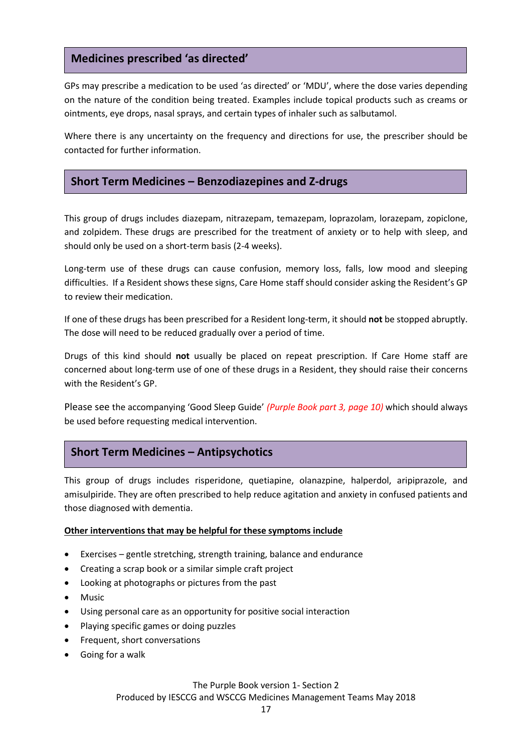## Medicines prescribed 'as directed'

GPs may prescribe a medication to be used 'as directed' or 'MDU', where the dose varies depending on the nature of the condition being treated. Examples include topical products such as creams or ointments, eye drops, nasal sprays, and certain types of inhaler such as salbutamol.

Where there is any uncertainty on the frequency and directions for use, the prescriber should be contacted for further information.

## Short Term Medicines – Benzodiazepines and Z-drugs

This group of drugs includes diazepam, nitrazepam, temazepam, loprazolam, lorazepam, zopiclone, and zolpidem. These drugs are prescribed for the treatment of anxiety or to help with sleep, and should only be used on a short-term basis (2-4 weeks).

Long-term use of these drugs can cause confusion, memory loss, falls, low mood and sleeping difficulties. If a Resident shows these signs, Care Home staff should consider asking the Resident's GP to review their medication.

If one of these drugs has been prescribed for a Resident long-term, it should **not** be stopped abruptly. The dose will need to be reduced gradually over a period of time.

Drugs of this kind should **not** usually be placed on repeat prescription. If Care Home staff are concerned about long-term use of one of these drugs in a Resident, they should raise their concerns with the Resident's GP.

Please see the accompanying 'Good Sleep Guide' *(Purple Book part 3, page 10)* which should always be used before requesting medical intervention.

## Short Term Medicines – Antipsychotics

This group of drugs includes risperidone, quetiapine, olanazpine, halperdol, aripiprazole, and amisulpiride. They are often prescribed to help reduce agitation and anxiety in confused patients and those diagnosed with dementia.

**Other interventions that may be helpful for these symptoms include**

- Exercises – gentle stretching, strength training, balance and endurance
- Creating a scrap book or a similar simple craft project
- Looking at photographs or pictures from the past
- Music
- Using personal care as an opportunity for positive social interaction
- Playing specific games or doing puzzles
- Frequent, short conversations
- Going for a walk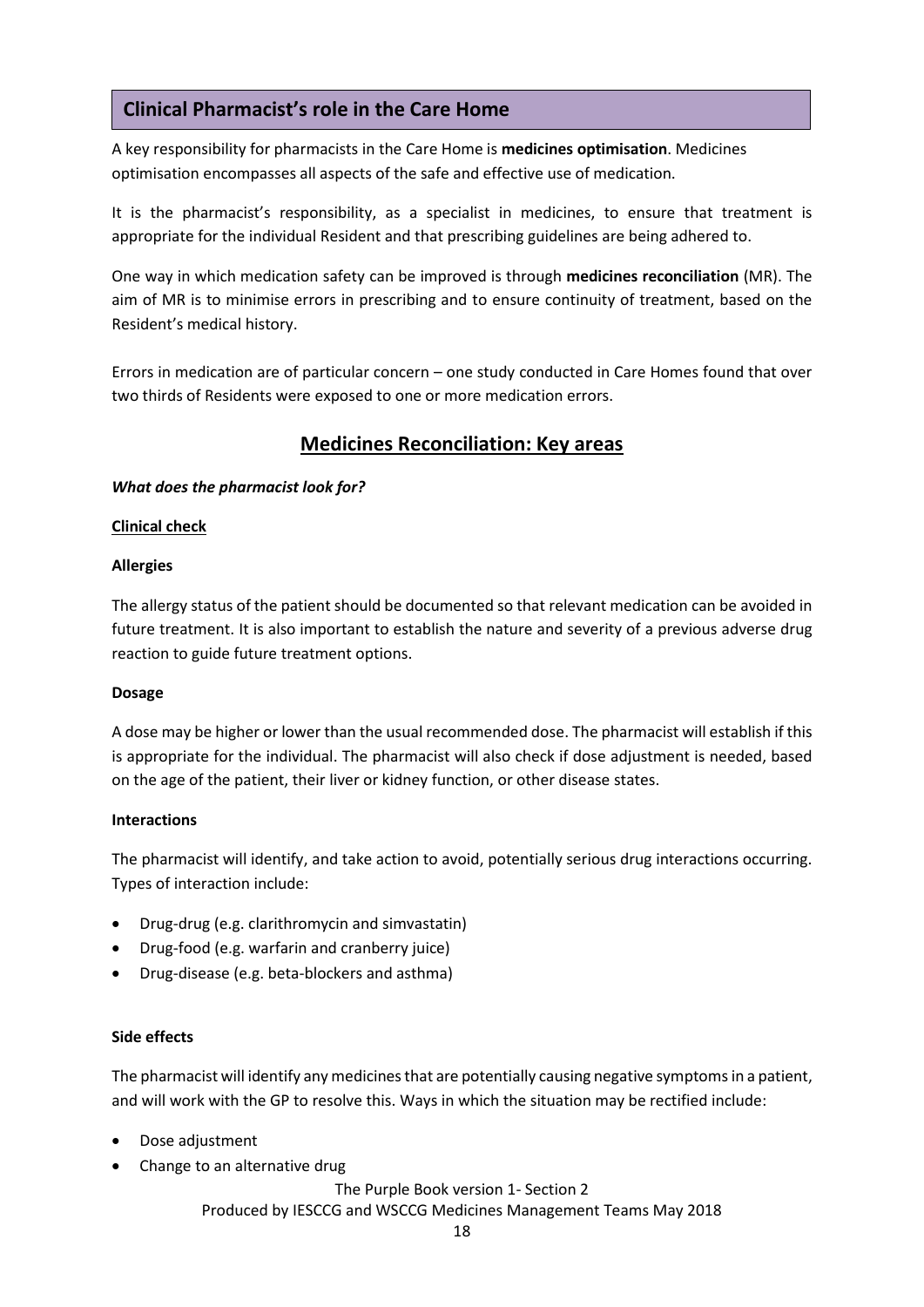## Clinical Pharmacist's role in the Care Home

A key responsibility for pharmacists in the Care Home is **medicines optimisation**. Medicines optimisation encompasses all aspects of the safe and effective use of medication.

It is the pharmacist's responsibility, as a specialist in medicines, to ensure that treatment is appropriate for the individual Resident and that prescribing guidelines are being adhered to.

One way in which medication safety can be improved is through **medicines reconciliation** (MR). The aim of MR is to minimise errors in prescribing and to ensure continuity of treatment, based on the Resident's medical history.

Errors in medication are of particular concern – one study conducted in Care Homes found that over two thirds of Residents were exposed to one or more medication errors.

## Medicines Reconciliation: Key areas

***What does the pharmacist look for?***

**Clinical check**

**Allergies**

The allergy status of the patient should be documented so that relevant medication can be avoided in future treatment. It is also important to establish the nature and severity of a previous adverse drug reaction to guide future treatment options.

**Dosage**

A dose may be higher or lower than the usual recommended dose. The pharmacist will establish if this is appropriate for the individual. The pharmacist will also check if dose adjustment is needed, based on the age of the patient, their liver or kidney function, or other disease states.

**Interactions**

The pharmacist will identify, and take action to avoid, potentially serious drug interactions occurring. Types of interaction include:

- Drug-drug (e.g. clarithromycin and simvastatin)
- Drug-food (e.g. warfarin and cranberry juice)
- Drug-disease (e.g. beta-blockers and asthma)

**Side effects**

The pharmacist will identify any medicines that are potentially causing negative symptoms in a patient, and will work with the GP to resolve this. Ways in which the situation may be rectified include:

- Dose adjustment
- Change to an alternative drug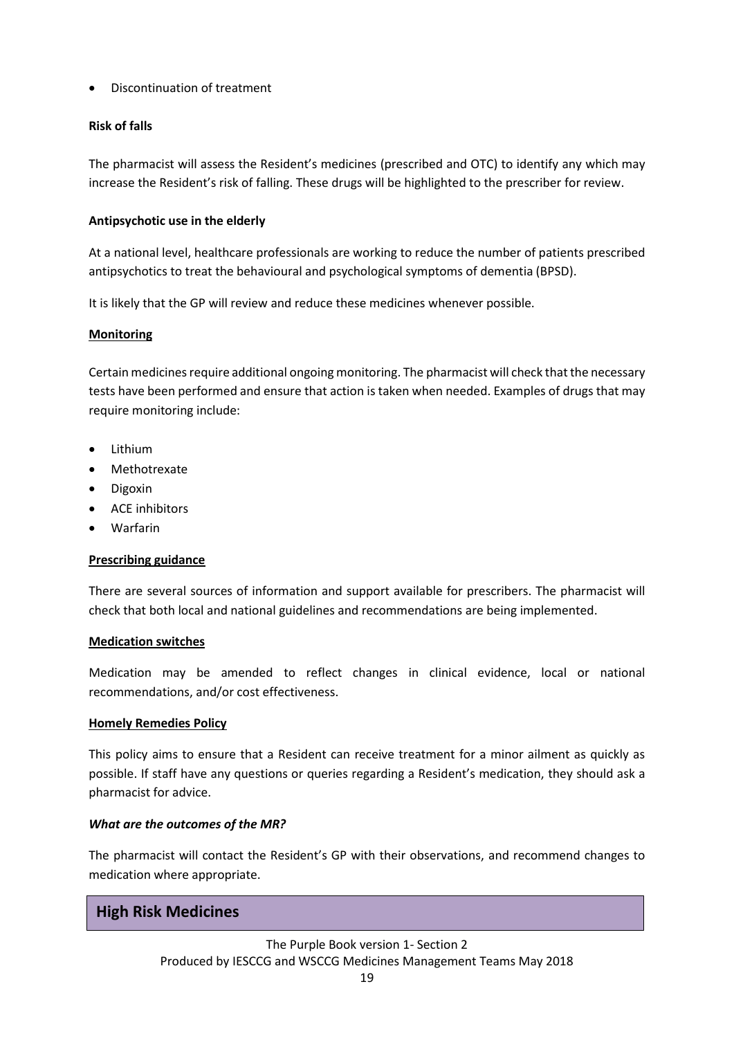- Discontinuation of treatment

**Risk of falls**

The pharmacist will assess the Resident's medicines (prescribed and OTC) to identify any which may increase the Resident's risk of falling. These drugs will be highlighted to the prescriber for review.

**Antipsychotic use in the elderly**

At a national level, healthcare professionals are working to reduce the number of patients prescribed antipsychotics to treat the behavioural and psychological symptoms of dementia (BPSD).

It is likely that the GP will review and reduce these medicines whenever possible.

**Monitoring**

Certain medicines require additional ongoing monitoring. The pharmacist will check that the necessary tests have been performed and ensure that action is taken when needed. Examples of drugs that may require monitoring include:

- Lithium
- Methotrexate
- Digoxin
- ACE inhibitors
- Warfarin

**Prescribing guidance**

There are several sources of information and support available for prescribers. The pharmacist will check that both local and national guidelines and recommendations are being implemented.

**Medication switches**

Medication may be amended to reflect changes in clinical evidence, local or national recommendations, and/or cost effectiveness.

**Homely Remedies Policy**

This policy aims to ensure that a Resident can receive treatment for a minor ailment as quickly as possible. If staff have any questions or queries regarding a Resident's medication, they should ask a pharmacist for advice.

***What are the outcomes of the MR?***

The pharmacist will contact the Resident's GP with their observations, and recommend changes to medication where appropriate.

## High Risk Medicines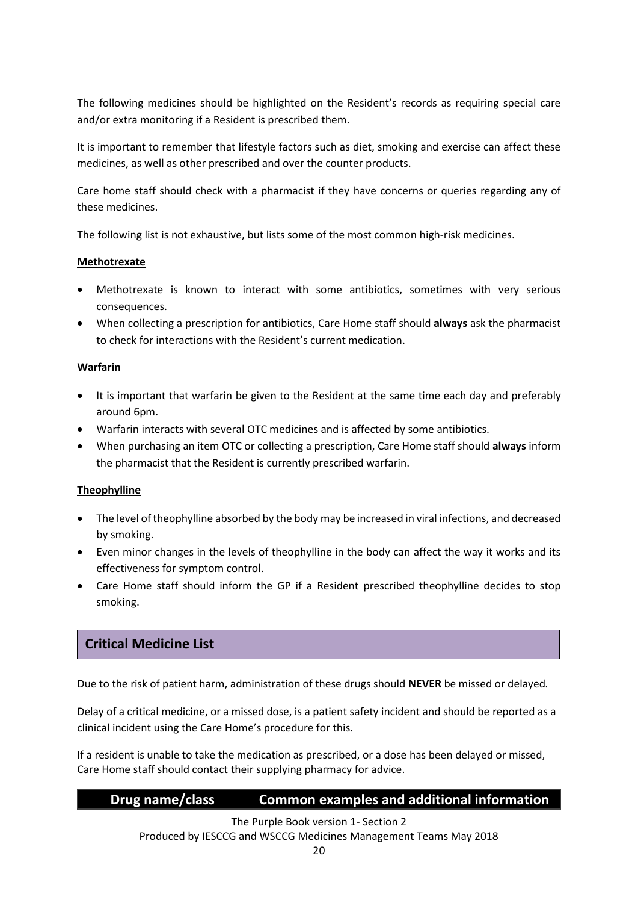The following medicines should be highlighted on the Resident's records as requiring special care and/or extra monitoring if a Resident is prescribed them.

It is important to remember that lifestyle factors such as diet, smoking and exercise can affect these medicines, as well as other prescribed and over the counter products.

Care home staff should check with a pharmacist if they have concerns or queries regarding any of these medicines.

The following list is not exhaustive, but lists some of the most common high-risk medicines.

**Methotrexate**

- Methotrexate is known to interact with some antibiotics, sometimes with very serious consequences.
- When collecting a prescription for antibiotics, Care Home staff should **always** ask the pharmacist to check for interactions with the Resident's current medication.

**Warfarin**

- It is important that warfarin be given to the Resident at the same time each day and preferably around 6pm.
- Warfarin interacts with several OTC medicines and is affected by some antibiotics.
- When purchasing an item OTC or collecting a prescription, Care Home staff should **always** inform the pharmacist that the Resident is currently prescribed warfarin.

**Theophylline**

- The level of theophylline absorbed by the body may be increased in viral infections, and decreased by smoking.
- Even minor changes in the levels of theophylline in the body can affect the way it works and its effectiveness for symptom control.
- Care Home staff should inform the GP if a Resident prescribed theophylline decides to stop smoking.

## Critical Medicine List

Due to the risk of patient harm, administration of these drugs should **NEVER** be missed or delayed.

Delay of a critical medicine, or a missed dose, is a patient safety incident and should be reported as a clinical incident using the Care Home's procedure for this.

If a resident is unable to take the medication as prescribed, or a dose has been delayed or missed, Care Home staff should contact their supplying pharmacy for advice.

| Drug name/class | Common examples and additional information |
|---|---|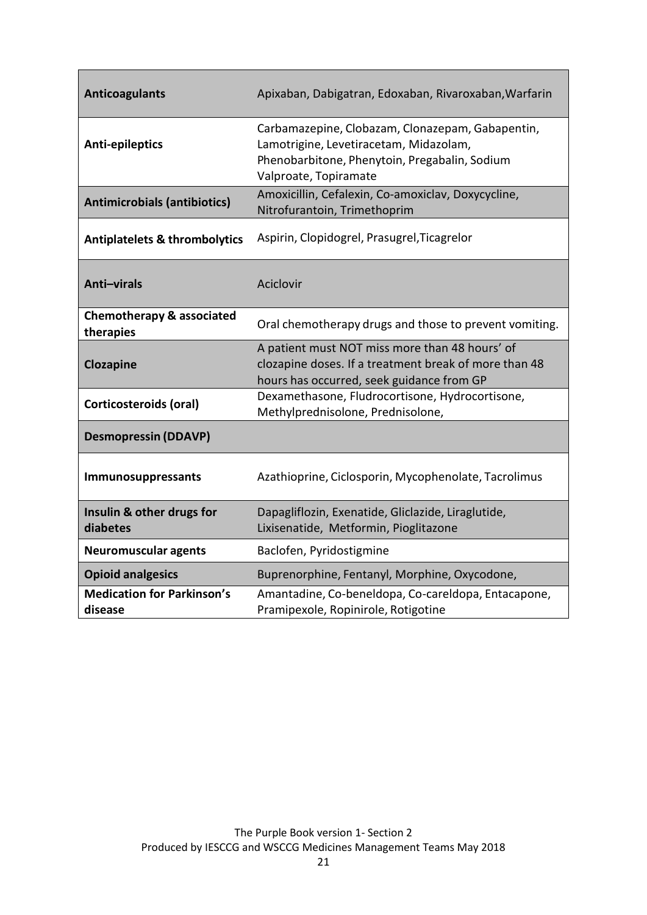| | |
|---|---|
| **Anticoagulants** | Apixaban, Dabigatran, Edoxaban, Rivaroxaban,Warfarin |
| **Anti-epileptics** | Carbamazepine, Clobazam, Clonazepam, Gabapentin, Lamotrigine, Levetiracetam, Midazolam, Phenobarbitone, Phenytoin, Pregabalin, Sodium Valproate, Topiramate |
| **Antimicrobials (antibiotics)** | Amoxicillin, Cefalexin, Co-amoxiclav, Doxycycline, Nitrofurantoin, Trimethoprim |
| **Antiplatelets & thrombolytics** | Aspirin, Clopidogrel, Prasugrel,Ticagrelor |
| **Anti–virals** | Aciclovir |
| **Chemotherapy & associated therapies** | Oral chemotherapy drugs and those to prevent vomiting. |
| **Clozapine** | A patient must NOT miss more than 48 hours' of clozapine doses. If a treatment break of more than 48 hours has occurred, seek guidance from GP |
| **Corticosteroids (oral)** | Dexamethasone, Fludrocortisone, Hydrocortisone, Methylprednisolone, Prednisolone, |
| **Desmopressin (DDAVP)** | |
| **Immunosuppressants** | Azathioprine, Ciclosporin, Mycophenolate, Tacrolimus |
| **Insulin & other drugs for diabetes** | Dapagliflozin, Exenatide, Gliclazide, Liraglutide, Lixisenatide, Metformin, Pioglitazone |
| **Neuromuscular agents** | Baclofen, Pyridostigmine |
| **Opioid analgesics** | Buprenorphine, Fentanyl, Morphine, Oxycodone, |
| **Medication for Parkinson's disease** | Amantadine, Co-beneldopa, Co-careldopa, Entacapone, Pramipexole, Ropinirole, Rotigotine |